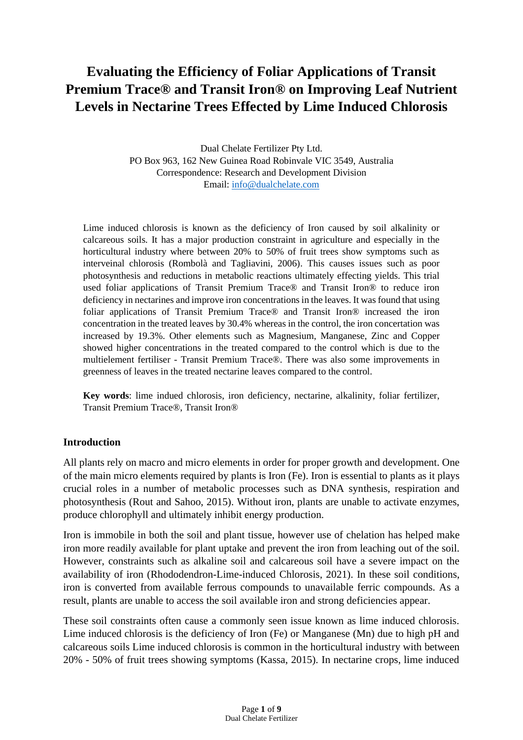# Evaluating the Efficiency of Foliar Applications of Transit Premium Trace® and Transit Iron® on Improving Leaf Nutrient Levels in Nectarine Trees Effected by Lime Induced Chlorosis

Dual Chelate Fertilizer Pty Ltd.
PO Box 963, 162 New Guinea Road Robinvale VIC 3549, Australia
Correspondence: Research and Development Division
Email: info@dualchelate.com

Lime induced chlorosis is known as the deficiency of Iron caused by soil alkalinity or calcareous soils. It has a major production constraint in agriculture and especially in the horticultural industry where between 20% to 50% of fruit trees show symptoms such as interveinal chlorosis (Rombolà and Tagliavini, 2006). This causes issues such as poor photosynthesis and reductions in metabolic reactions ultimately effecting yields. This trial used foliar applications of Transit Premium Trace® and Transit Iron® to reduce iron deficiency in nectarines and improve iron concentrations in the leaves. It was found that using foliar applications of Transit Premium Trace® and Transit Iron® increased the iron concentration in the treated leaves by 30.4% whereas in the control, the iron concertation was increased by 19.3%. Other elements such as Magnesium, Manganese, Zinc and Copper showed higher concentrations in the treated compared to the control which is due to the multielement fertiliser - Transit Premium Trace®. There was also some improvements in greenness of leaves in the treated nectarine leaves compared to the control.

**Key words**: lime indued chlorosis, iron deficiency, nectarine, alkalinity, foliar fertilizer, Transit Premium Trace®, Transit Iron®

## Introduction

All plants rely on macro and micro elements in order for proper growth and development. One of the main micro elements required by plants is Iron (Fe). Iron is essential to plants as it plays crucial roles in a number of metabolic processes such as DNA synthesis, respiration and photosynthesis (Rout and Sahoo, 2015). Without iron, plants are unable to activate enzymes, produce chlorophyll and ultimately inhibit energy production.

Iron is immobile in both the soil and plant tissue, however use of chelation has helped make iron more readily available for plant uptake and prevent the iron from leaching out of the soil. However, constraints such as alkaline soil and calcareous soil have a severe impact on the availability of iron (Rhododendron-Lime-induced Chlorosis, 2021). In these soil conditions, iron is converted from available ferrous compounds to unavailable ferric compounds. As a result, plants are unable to access the soil available iron and strong deficiencies appear.

These soil constraints often cause a commonly seen issue known as lime induced chlorosis. Lime induced chlorosis is the deficiency of Iron (Fe) or Manganese (Mn) due to high pH and calcareous soils Lime induced chlorosis is common in the horticultural industry with between 20% - 50% of fruit trees showing symptoms (Kassa, 2015). In nectarine crops, lime induced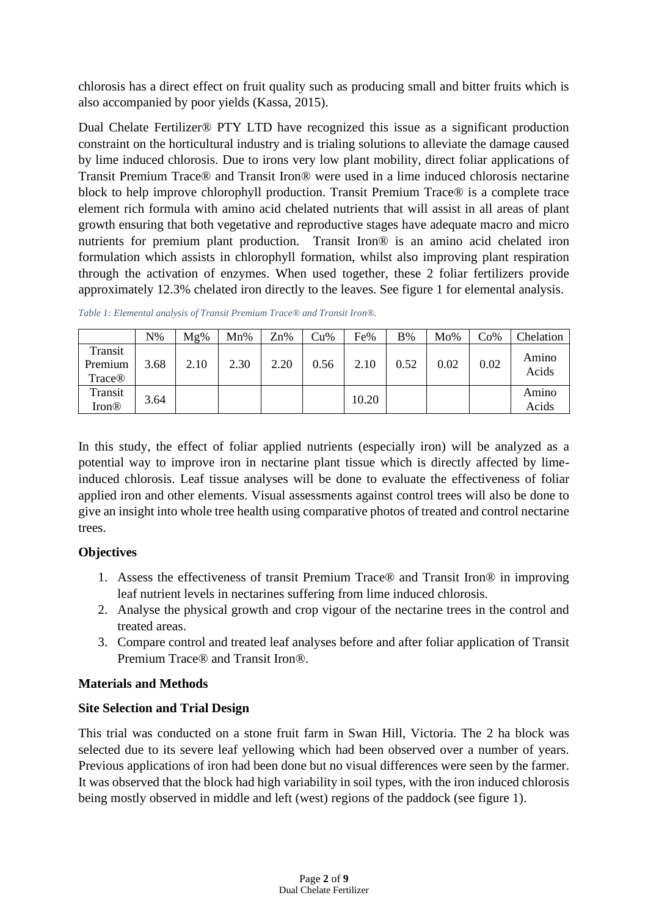chlorosis has a direct effect on fruit quality such as producing small and bitter fruits which is also accompanied by poor yields (Kassa, 2015).

Dual Chelate Fertilizer® PTY LTD have recognized this issue as a significant production constraint on the horticultural industry and is trialing solutions to alleviate the damage caused by lime induced chlorosis. Due to irons very low plant mobility, direct foliar applications of Transit Premium Trace® and Transit Iron® were used in a lime induced chlorosis nectarine block to help improve chlorophyll production. Transit Premium Trace® is a complete trace element rich formula with amino acid chelated nutrients that will assist in all areas of plant growth ensuring that both vegetative and reproductive stages have adequate macro and micro nutrients for premium plant production. Transit Iron® is an amino acid chelated iron formulation which assists in chlorophyll formation, whilst also improving plant respiration through the activation of enzymes. When used together, these 2 foliar fertilizers provide approximately 12.3% chelated iron directly to the leaves. See figure 1 for elemental analysis.

*Table 1: Elemental analysis of Transit Premium Trace® and Transit Iron®.*

| | N% | Mg% | Mn% | Zn% | Cu% | Fe% | B% | Mo% | Co% | Chelation |
|---|---|---|---|---|---|---|---|---|---|---|
| Transit Premium Trace® | 3.68 | 2.10 | 2.30 | 2.20 | 0.56 | 2.10 | 0.52 | 0.02 | 0.02 | Amino Acids |
| Transit Iron® | 3.64 | | | | | 10.20 | | | | Amino Acids |

In this study, the effect of foliar applied nutrients (especially iron) will be analyzed as a potential way to improve iron in nectarine plant tissue which is directly affected by lime-induced chlorosis. Leaf tissue analyses will be done to evaluate the effectiveness of foliar applied iron and other elements. Visual assessments against control trees will also be done to give an insight into whole tree health using comparative photos of treated and control nectarine trees.

**Objectives**

1. Assess the effectiveness of transit Premium Trace® and Transit Iron® in improving leaf nutrient levels in nectarines suffering from lime induced chlorosis.
2. Analyse the physical growth and crop vigour of the nectarine trees in the control and treated areas.
3. Compare control and treated leaf analyses before and after foliar application of Transit Premium Trace® and Transit Iron®.

**Materials and Methods**

**Site Selection and Trial Design**

This trial was conducted on a stone fruit farm in Swan Hill, Victoria. The 2 ha block was selected due to its severe leaf yellowing which had been observed over a number of years. Previous applications of iron had been done but no visual differences were seen by the farmer. It was observed that the block had high variability in soil types, with the iron induced chlorosis being mostly observed in middle and left (west) regions of the paddock (see figure 1).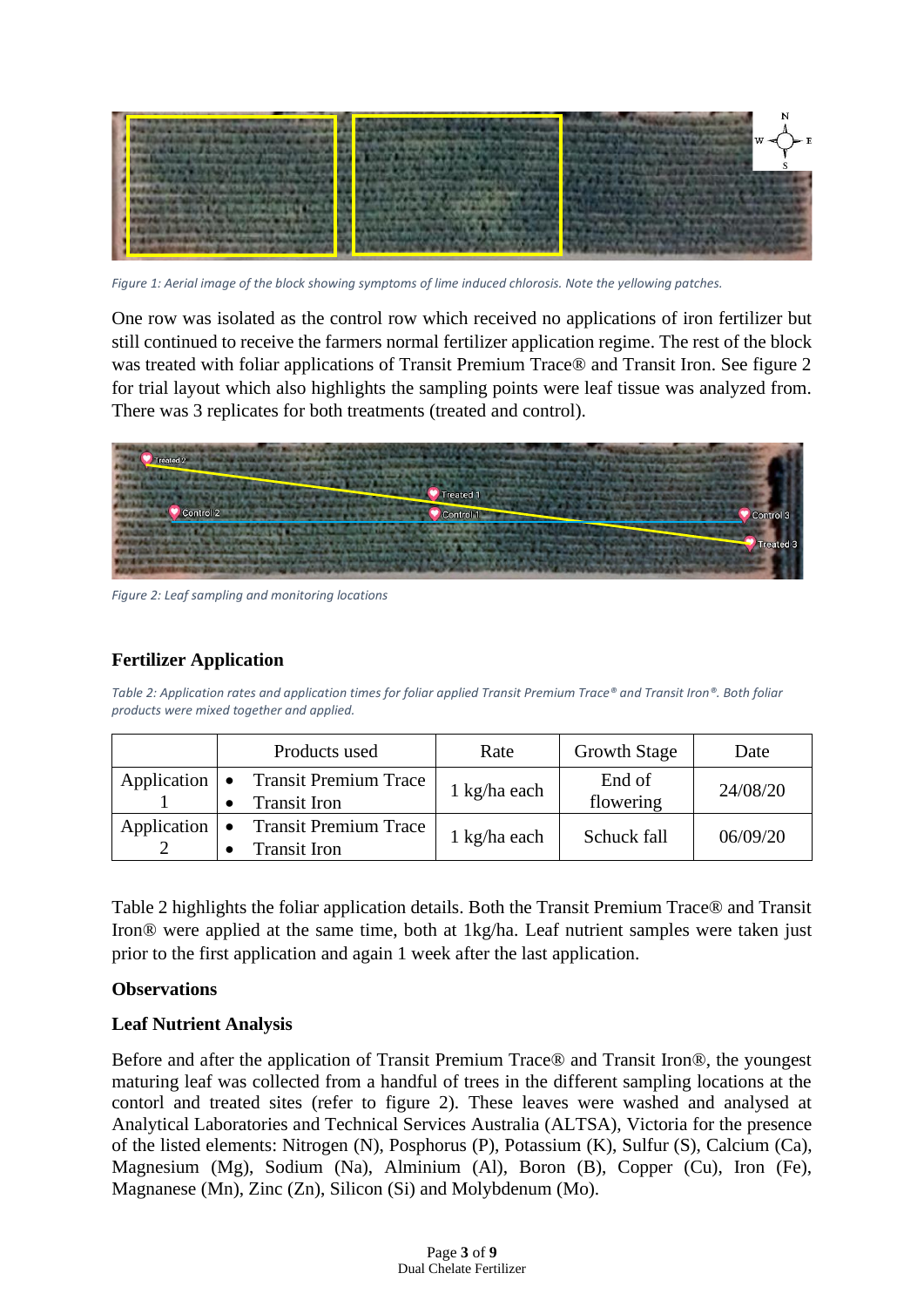*Figure 1: Aerial image of the block showing symptoms of lime induced chlorosis. Note the yellowing patches.*

One row was isolated as the control row which received no applications of iron fertilizer but still continued to receive the farmers normal fertilizer application regime. The rest of the block was treated with foliar applications of Transit Premium Trace® and Transit Iron. See figure 2 for trial layout which also highlights the sampling points were leaf tissue was analyzed from. There was 3 replicates for both treatments (treated and control).

*Figure 2: Leaf sampling and monitoring locations*

## Fertilizer Application

*Table 2: Application rates and application times for foliar applied Transit Premium Trace® and Transit Iron®. Both foliar products were mixed together and applied.*

| | Products used | Rate | Growth Stage | Date |
|---|---|---|---|---|
| Application 1 | • Transit Premium Trace<br>• Transit Iron | 1 kg/ha each | End of flowering | 24/08/20 |
| Application 2 | • Transit Premium Trace<br>• Transit Iron | 1 kg/ha each | Schuck fall | 06/09/20 |

Table 2 highlights the foliar application details. Both the Transit Premium Trace® and Transit Iron® were applied at the same time, both at 1kg/ha. Leaf nutrient samples were taken just prior to the first application and again 1 week after the last application.

## Observations

### Leaf Nutrient Analysis

Before and after the application of Transit Premium Trace® and Transit Iron®, the youngest maturing leaf was collected from a handful of trees in the different sampling locations at the contorl and treated sites (refer to figure 2). These leaves were washed and analysed at Analytical Laboratories and Technical Services Australia (ALTSA), Victoria for the presence of the listed elements: Nitrogen (N), Posphorus (P), Potassium (K), Sulfur (S), Calcium (Ca), Magnesium (Mg), Sodium (Na), Alminium (Al), Boron (B), Copper (Cu), Iron (Fe), Magnanese (Mn), Zinc (Zn), Silicon (Si) and Molybdenum (Mo).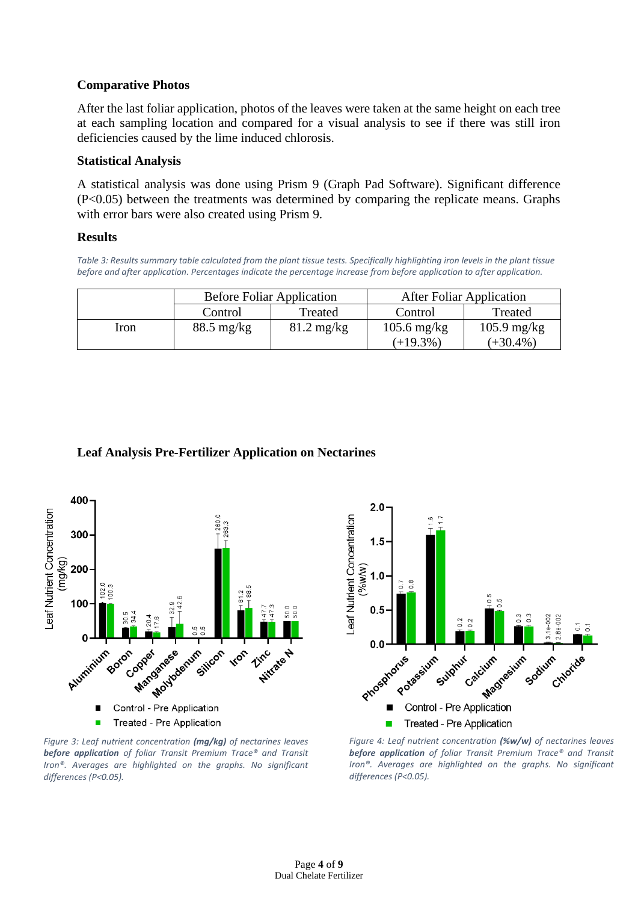### Comparative Photos

After the last foliar application, photos of the leaves were taken at the same height on each tree at each sampling location and compared for a visual analysis to see if there was still iron deficiencies caused by the lime induced chlorosis.

### Statistical Analysis

A statistical analysis was done using Prism 9 (Graph Pad Software). Significant difference ($P<0.05$) between the treatments was determined by comparing the replicate means. Graphs with error bars were also created using Prism 9.

### Results

*Table 3: Results summary table calculated from the plant tissue tests. Specifically highlighting iron levels in the plant tissue before and after application. Percentages indicate the percentage increase from before application to after application.*

| | Before Foliar Application | | After Foliar Application | |
|---|---|---|---|---|
| | Control | Treated | Control | Treated |
| Iron | 88.5 mg/kg | 81.2 mg/kg | 105.6 mg/kg (+19.3%) | 105.9 mg/kg (+30.4%) |

### Leaf Analysis Pre-Fertilizer Application on Nectarines

*Figure 3: Leaf nutrient concentration **(mg/kg)** of nectarines leaves **before application** of foliar Transit Premium Trace® and Transit Iron®. Averages are highlighted on the graphs. No significant differences (P<0.05).*

*Figure 4: Leaf nutrient concentration **(%w/w)** of nectarines leaves **before application** of foliar Transit Premium Trace® and Transit Iron®. Averages are highlighted on the graphs. No significant differences (P<0.05).*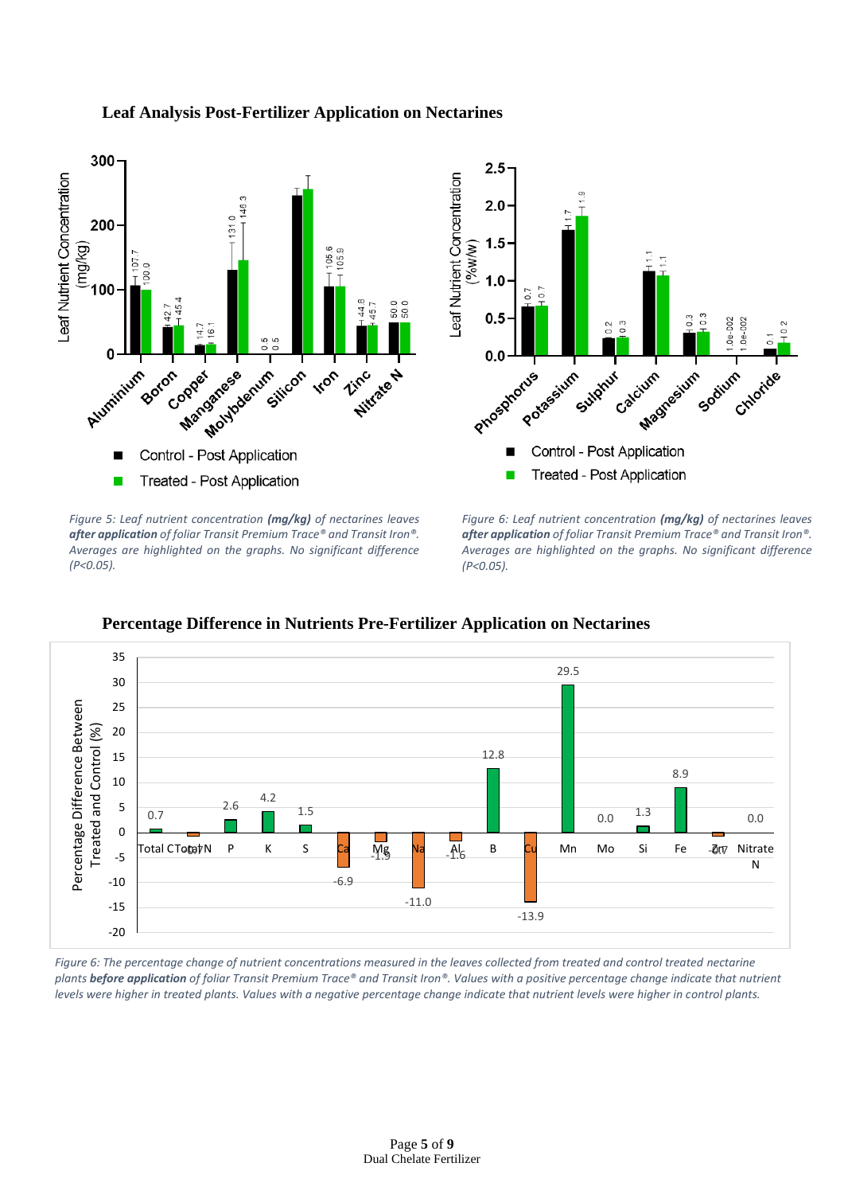## Leaf Analysis Post-Fertilizer Application on Nectarines

*Figure 5: Leaf nutrient concentration **(mg/kg)** of nectarines leaves **after application** of foliar Transit Premium Trace® and Transit Iron®. Averages are highlighted on the graphs. No significant difference (P<0.05).*

*Figure 6: Leaf nutrient concentration **(mg/kg)** of nectarines leaves **after application** of foliar Transit Premium Trace® and Transit Iron®. Averages are highlighted on the graphs. No significant difference (P<0.05).*

## Percentage Difference in Nutrients Pre-Fertilizer Application on Nectarines

*Figure 6: The percentage change of nutrient concentrations measured in the leaves collected from treated and control treated nectarine plants **before application** of foliar Transit Premium Trace® and Transit Iron®. Values with a positive percentage change indicate that nutrient levels were higher in treated plants. Values with a negative percentage change indicate that nutrient levels were higher in control plants.*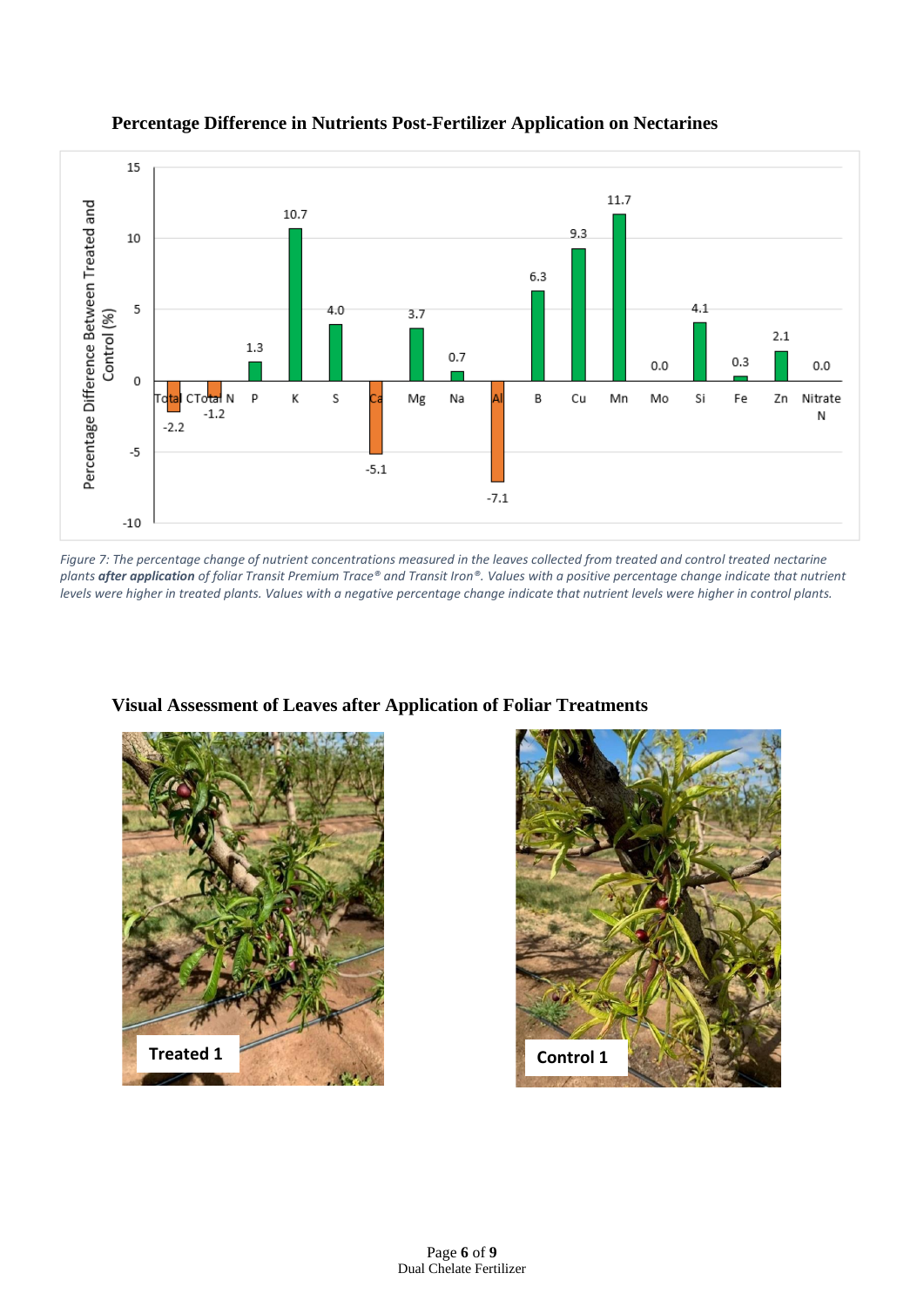## Percentage Difference in Nutrients Post-Fertilizer Application on Nectarines

*Figure 7: The percentage change of nutrient concentrations measured in the leaves collected from treated and control treated nectarine plants **after application** of foliar Transit Premium Trace® and Transit Iron®. Values with a positive percentage change indicate that nutrient levels were higher in treated plants. Values with a negative percentage change indicate that nutrient levels were higher in control plants.*

## Visual Assessment of Leaves after Application of Foliar Treatments

Treated 1

Control 1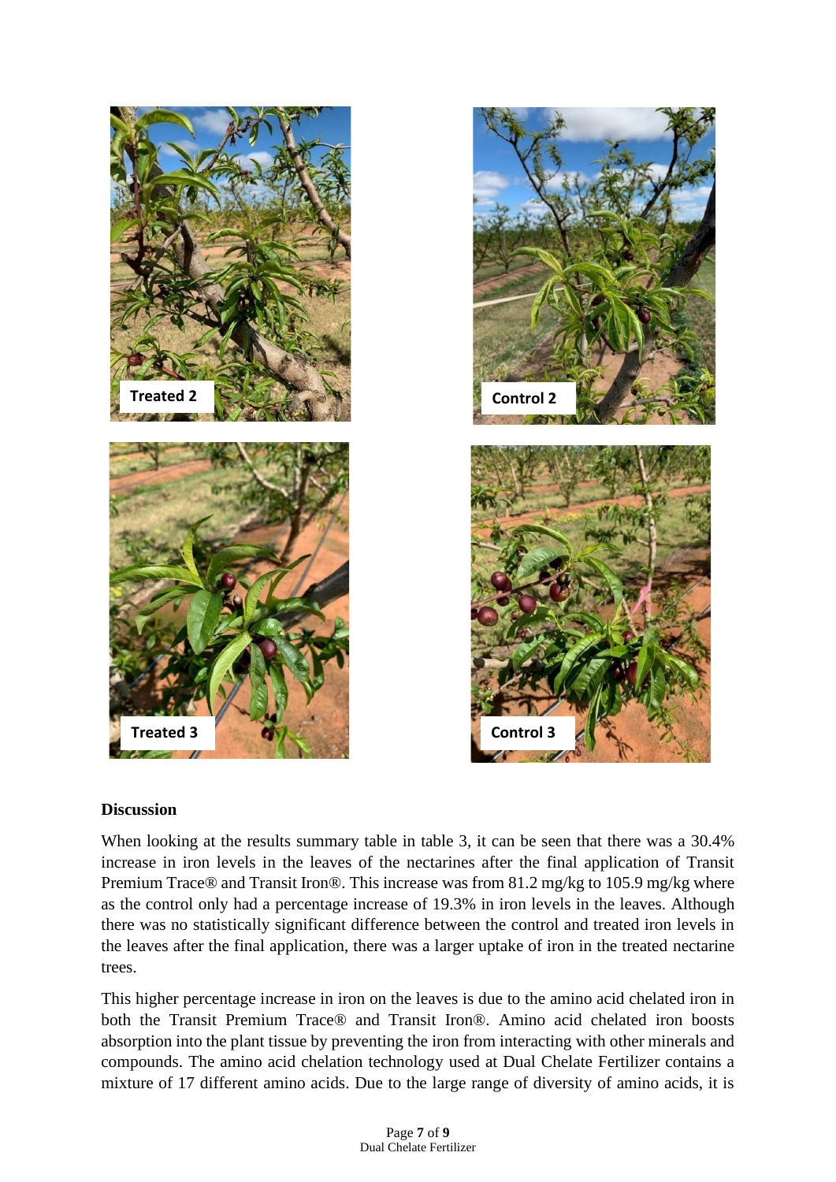Treated 2

Control 2

Treated 3

Control 3

**Discussion**

When looking at the results summary table in table 3, it can be seen that there was a 30.4% increase in iron levels in the leaves of the nectarines after the final application of Transit Premium Trace® and Transit Iron®. This increase was from 81.2 mg/kg to 105.9 mg/kg where as the control only had a percentage increase of 19.3% in iron levels in the leaves. Although there was no statistically significant difference between the control and treated iron levels in the leaves after the final application, there was a larger uptake of iron in the treated nectarine trees.

This higher percentage increase in iron on the leaves is due to the amino acid chelated iron in both the Transit Premium Trace® and Transit Iron®. Amino acid chelated iron boosts absorption into the plant tissue by preventing the iron from interacting with other minerals and compounds. The amino acid chelation technology used at Dual Chelate Fertilizer contains a mixture of 17 different amino acids. Due to the large range of diversity of amino acids, it is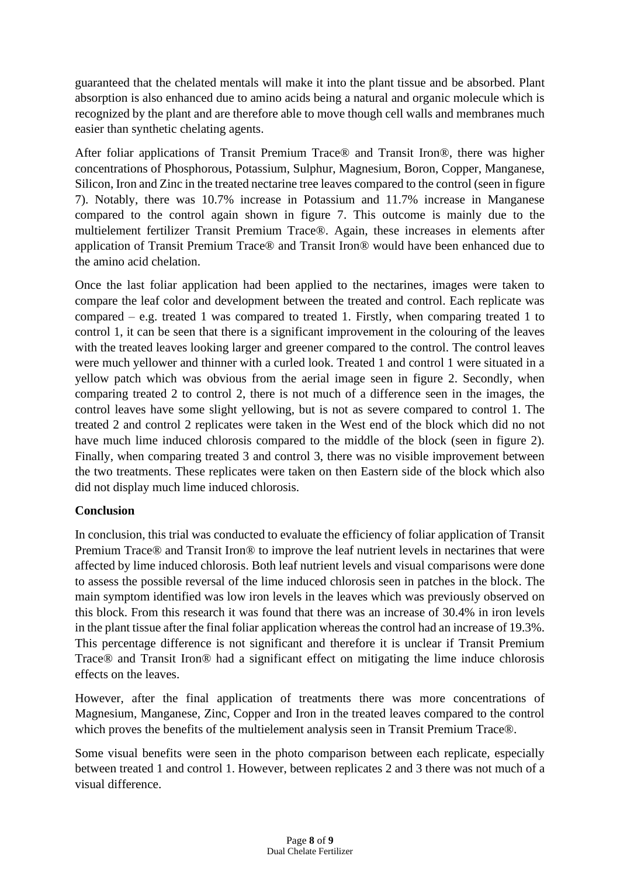guaranteed that the chelated mentals will make it into the plant tissue and be absorbed. Plant absorption is also enhanced due to amino acids being a natural and organic molecule which is recognized by the plant and are therefore able to move though cell walls and membranes much easier than synthetic chelating agents.

After foliar applications of Transit Premium Trace® and Transit Iron®, there was higher concentrations of Phosphorous, Potassium, Sulphur, Magnesium, Boron, Copper, Manganese, Silicon, Iron and Zinc in the treated nectarine tree leaves compared to the control (seen in figure 7). Notably, there was 10.7% increase in Potassium and 11.7% increase in Manganese compared to the control again shown in figure 7. This outcome is mainly due to the multielement fertilizer Transit Premium Trace®. Again, these increases in elements after application of Transit Premium Trace® and Transit Iron® would have been enhanced due to the amino acid chelation.

Once the last foliar application had been applied to the nectarines, images were taken to compare the leaf color and development between the treated and control. Each replicate was compared – e.g. treated 1 was compared to treated 1. Firstly, when comparing treated 1 to control 1, it can be seen that there is a significant improvement in the colouring of the leaves with the treated leaves looking larger and greener compared to the control. The control leaves were much yellower and thinner with a curled look. Treated 1 and control 1 were situated in a yellow patch which was obvious from the aerial image seen in figure 2. Secondly, when comparing treated 2 to control 2, there is not much of a difference seen in the images, the control leaves have some slight yellowing, but is not as severe compared to control 1. The treated 2 and control 2 replicates were taken in the West end of the block which did no not have much lime induced chlorosis compared to the middle of the block (seen in figure 2). Finally, when comparing treated 3 and control 3, there was no visible improvement between the two treatments. These replicates were taken on then Eastern side of the block which also did not display much lime induced chlorosis.

**Conclusion**

In conclusion, this trial was conducted to evaluate the efficiency of foliar application of Transit Premium Trace® and Transit Iron® to improve the leaf nutrient levels in nectarines that were affected by lime induced chlorosis. Both leaf nutrient levels and visual comparisons were done to assess the possible reversal of the lime induced chlorosis seen in patches in the block. The main symptom identified was low iron levels in the leaves which was previously observed on this block. From this research it was found that there was an increase of 30.4% in iron levels in the plant tissue after the final foliar application whereas the control had an increase of 19.3%. This percentage difference is not significant and therefore it is unclear if Transit Premium Trace® and Transit Iron® had a significant effect on mitigating the lime induce chlorosis effects on the leaves.

However, after the final application of treatments there was more concentrations of Magnesium, Manganese, Zinc, Copper and Iron in the treated leaves compared to the control which proves the benefits of the multielement analysis seen in Transit Premium Trace®.

Some visual benefits were seen in the photo comparison between each replicate, especially between treated 1 and control 1. However, between replicates 2 and 3 there was not much of a visual difference.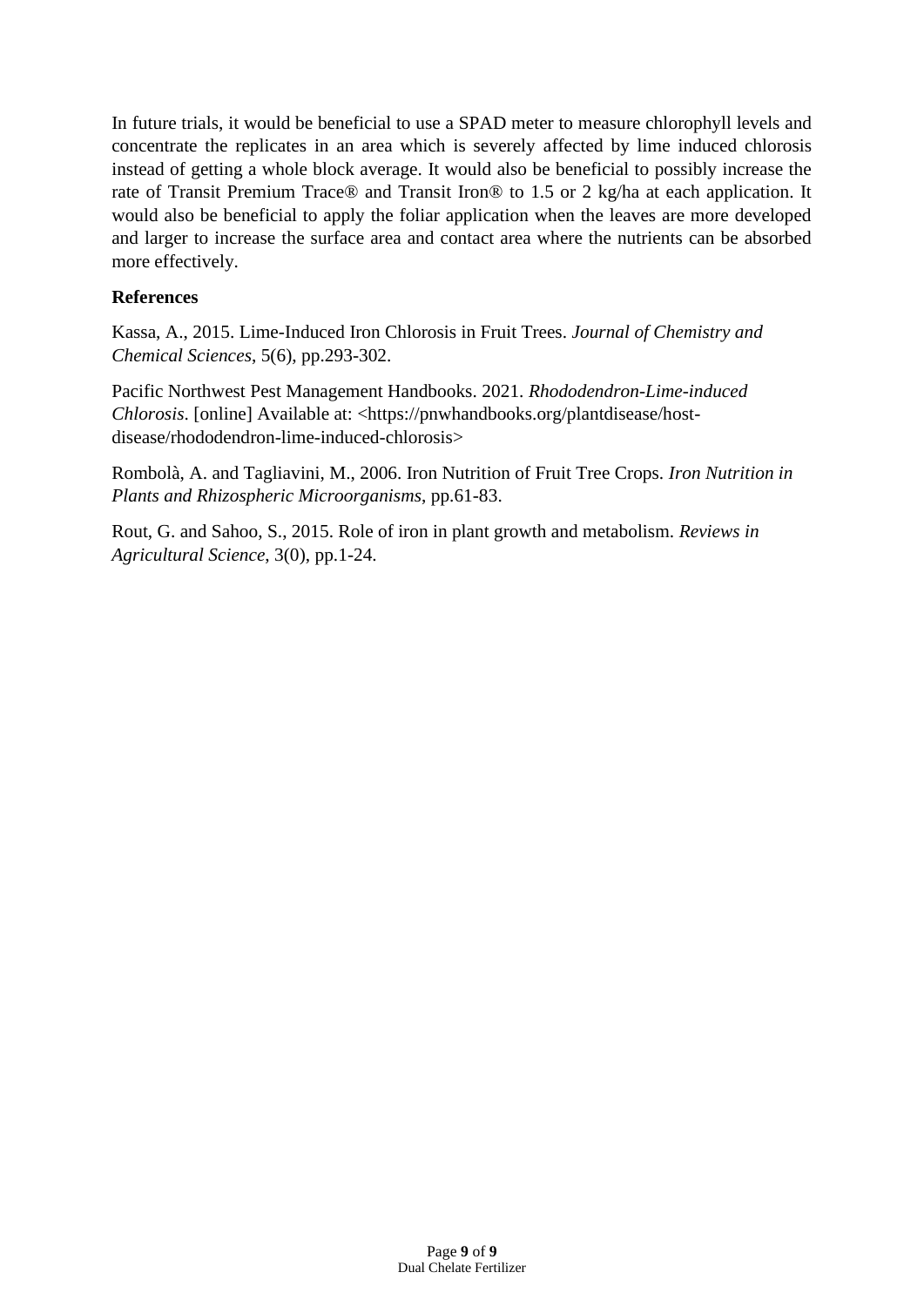In future trials, it would be beneficial to use a SPAD meter to measure chlorophyll levels and concentrate the replicates in an area which is severely affected by lime induced chlorosis instead of getting a whole block average. It would also be beneficial to possibly increase the rate of Transit Premium Trace® and Transit Iron® to 1.5 or 2 kg/ha at each application. It would also be beneficial to apply the foliar application when the leaves are more developed and larger to increase the surface area and contact area where the nutrients can be absorbed more effectively.

**References**

Kassa, A., 2015. Lime-Induced Iron Chlorosis in Fruit Trees. *Journal of Chemistry and Chemical Sciences*, 5(6), pp.293-302.

Pacific Northwest Pest Management Handbooks. 2021. *Rhododendron-Lime-induced Chlorosis*. [online] Available at: <https://pnwhandbooks.org/plantdisease/host-disease/rhododendron-lime-induced-chlorosis>

Rombolà, A. and Tagliavini, M., 2006. Iron Nutrition of Fruit Tree Crops. *Iron Nutrition in Plants and Rhizospheric Microorganisms*, pp.61-83.

Rout, G. and Sahoo, S., 2015. Role of iron in plant growth and metabolism. *Reviews in Agricultural Science*, 3(0), pp.1-24.